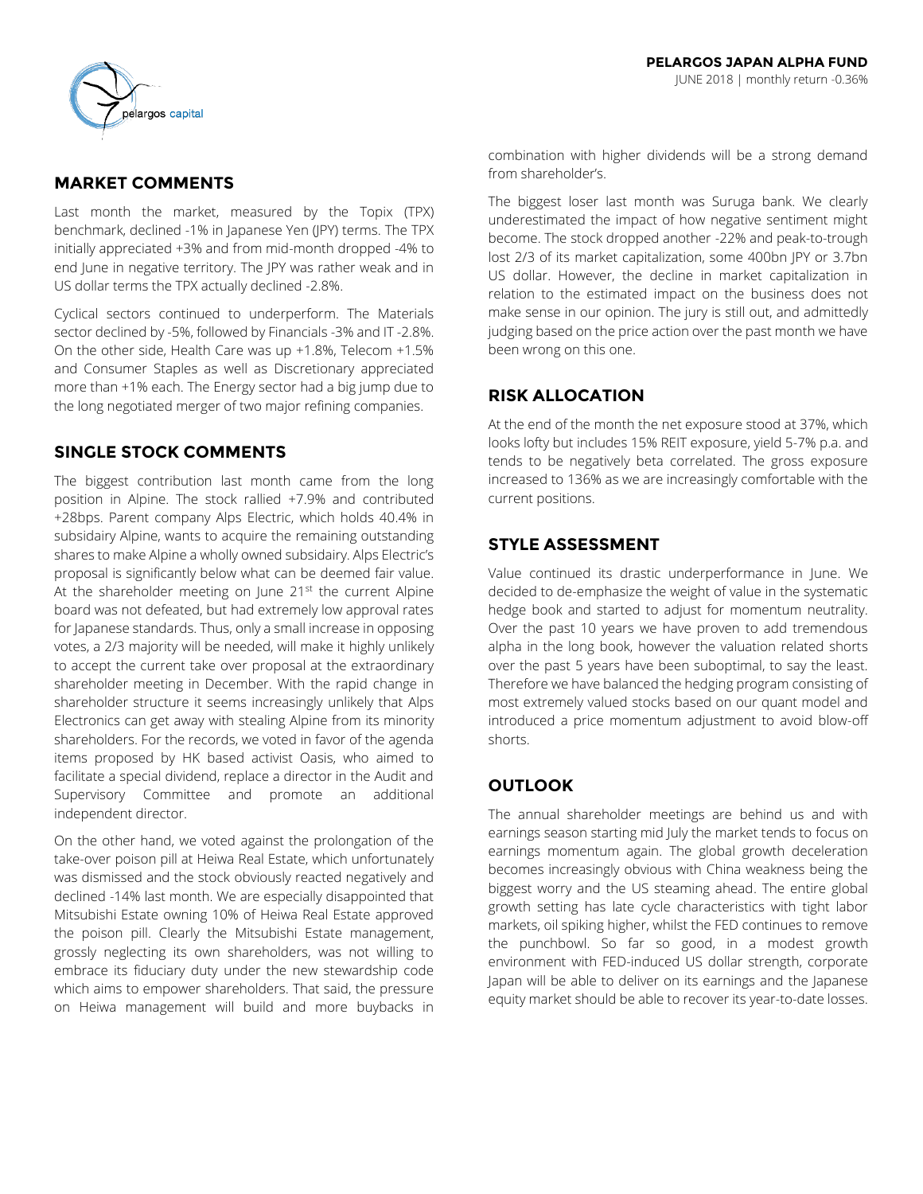**PELARGOS JAPAN ALPHA FUND**

JUNE 2018 | monthly return -0.36%

## MARKET COMMENTS

Last month the market, measured by the Topix (TPX) benchmark, declined -1% in Japanese Yen (JPY) terms. The TPX initially appreciated +3% and from mid-month dropped -4% to end June in negative territory. The JPY was rather weak and in US dollar terms the TPX actually declined -2.8%.

Cyclical sectors continued to underperform. The Materials sector declined by -5%, followed by Financials -3% and IT -2.8%. On the other side, Health Care was up +1.8%, Telecom +1.5% and Consumer Staples as well as Discretionary appreciated more than +1% each. The Energy sector had a big jump due to the long negotiated merger of two major refining companies.

## SINGLE STOCK COMMENTS

The biggest contribution last month came from the long position in Alpine. The stock rallied +7.9% and contributed +28bps. Parent company Alps Electric, which holds 40.4% in subsidairy Alpine, wants to acquire the remaining outstanding shares to make Alpine a wholly owned subsidairy. Alps Electric's proposal is significantly below what can be deemed fair value. At the shareholder meeting on June 21st the current Alpine board was not defeated, but had extremely low approval rates for Japanese standards. Thus, only a small increase in opposing votes, a 2/3 majority will be needed, will make it highly unlikely to accept the current take over proposal at the extraordinary shareholder meeting in December. With the rapid change in shareholder structure it seems increasingly unlikely that Alps Electronics can get away with stealing Alpine from its minority shareholders. For the records, we voted in favor of the agenda items proposed by HK based activist Oasis, who aimed to facilitate a special dividend, replace a director in the Audit and Supervisory Committee and promote an additional independent director.

On the other hand, we voted against the prolongation of the take-over poison pill at Heiwa Real Estate, which unfortunately was dismissed and the stock obviously reacted negatively and declined -14% last month. We are especially disappointed that Mitsubishi Estate owning 10% of Heiwa Real Estate approved the poison pill. Clearly the Mitsubishi Estate management, grossly neglecting its own shareholders, was not willing to embrace its fiduciary duty under the new stewardship code which aims to empower shareholders. That said, the pressure on Heiwa management will build and more buybacks in combination with higher dividends will be a strong demand from shareholder's.

The biggest loser last month was Suruga bank. We clearly underestimated the impact of how negative sentiment might become. The stock dropped another -22% and peak-to-trough lost 2/3 of its market capitalization, some 400bn JPY or 3.7bn US dollar. However, the decline in market capitalization in relation to the estimated impact on the business does not make sense in our opinion. The jury is still out, and admittedly judging based on the price action over the past month we have been wrong on this one.

## RISK ALLOCATION

At the end of the month the net exposure stood at 37%, which looks lofty but includes 15% REIT exposure, yield 5-7% p.a. and tends to be negatively beta correlated. The gross exposure increased to 136% as we are increasingly comfortable with the current positions.

## STYLE ASSESSMENT

Value continued its drastic underperformance in June. We decided to de-emphasize the weight of value in the systematic hedge book and started to adjust for momentum neutrality. Over the past 10 years we have proven to add tremendous alpha in the long book, however the valuation related shorts over the past 5 years have been suboptimal, to say the least. Therefore we have balanced the hedging program consisting of most extremely valued stocks based on our quant model and introduced a price momentum adjustment to avoid blow-off shorts.

## OUTLOOK

The annual shareholder meetings are behind us and with earnings season starting mid July the market tends to focus on earnings momentum again. The global growth deceleration becomes increasingly obvious with China weakness being the biggest worry and the US steaming ahead. The entire global growth setting has late cycle characteristics with tight labor markets, oil spiking higher, whilst the FED continues to remove the punchbowl. So far so good, in a modest growth environment with FED-induced US dollar strength, corporate Japan will be able to deliver on its earnings and the Japanese equity market should be able to recover its year-to-date losses.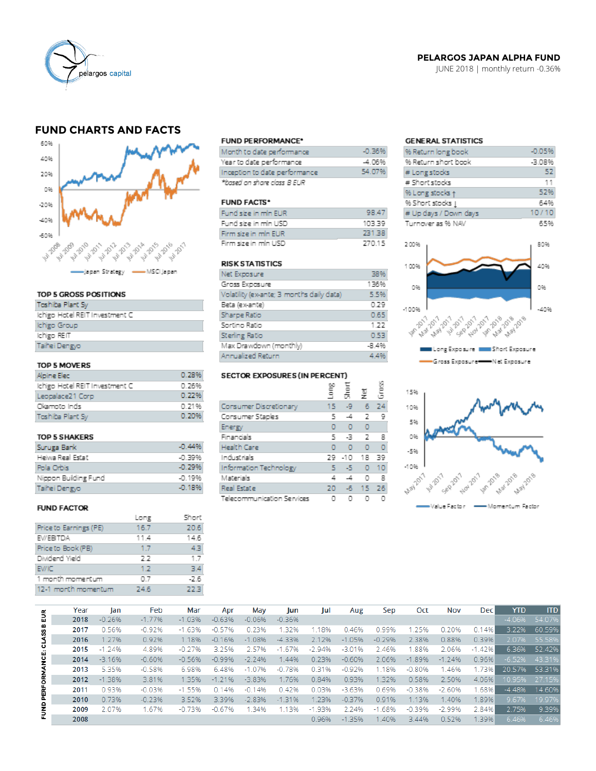**PELARGOS JAPAN ALPHA FUND**
JUNE 2018 | monthly return -0.36%

## FUND CHARTS AND FACTS

Japan Strategy — MSCI Japan

### TOP 5 GROSS POSITIONS

| |
|---|
| Toshiba Plant Sy |
| Ichigo Hotel REIT Investment C |
| Ichigo Group |
| Ichigo REIT |
| Taihei Dengyo |

### TOP 5 MOVERS

| | |
|---|---|
| Alpine Elec | 0.28% |
| Ichigo Hotel REIT Investment C | 0.26% |
| Leopalace21 Corp | 0.22% |
| Okamoto Inds | 0.21% |
| Toshiba Plant Sy | 0.20% |

### TOP 5 SHAKERS

| | |
|---|---|
| Suruga Bank | -0.44% |
| Heiwa Real Estat | -0.39% |
| Pola Orbis | -0.29% |
| Nippon Building Fund | -0.19% |
| Taihei Dengyo | -0.18% |

### FUND FACTOR

| | Long | Short |
|---|---|---|
| Price to Earnings (PE) | 16.7 | 20.6 |
| EV/EBITDA | 11.4 | 14.6 |
| Price to Book (PB) | 1.7 | 4.3 |
| Dividend Yield | 2.2 | 1.7 |
| EV/IC | 1.2 | 3.4 |
| 1 month momentum | 0.7 | -2.6 |
| 12-1 month momentum | 24.6 | 22.3 |

### FUND PERFORMANCE*

| | |
|---|---|
| Month to date performance | -0.36% |
| Year to date performance | -4.06% |
| Inception to date performance | 54.07% |

*based on share class B EUR

### FUND FACTS*

| | |
|---|---|
| Fund size in mln EUR | 98.47 |
| Fund size in mln USD | 103.39 |
| Firm size in mln EUR | 231.38 |
| Firm size in mln USD | 270.15 |

### RISK STATISTICS

| | |
|---|---|
| Net Exposure | 38% |
| Gross Exposure | 136% |
| Volatility (ex-ante; 3 month's daily data) | 5.5% |
| Beta (ex-ante) | 0.29 |
| Sharpe Ratio | 0.65 |
| Sortino Ratio | 1.22 |
| Sterling Ratio | 0.53 |
| Max Drawdown (monthly) | -8.4% |
| Annualized Return | 4.4% |

### SECTOR EXPOSURES (IN PERCENT)

| | Long | Short | Net | Gross |
|---|---|---|---|---|
| Consumer Discretionary | 15 | -9 | 6 | 24 |
| Consumer Staples | 5 | -4 | 2 | 9 |
| Energy | 0 | 0 | 0 | |
| Financials | 5 | -3 | 2 | 8 |
| Health Care | 0 | 0 | 0 | 0 |
| Industrials | 29 | -10 | 18 | 39 |
| Information Technology | 5 | -5 | 0 | 10 |
| Materials | 4 | -4 | 0 | 8 |
| Real Estate | 20 | -6 | 15 | 26 |
| Telecommunication Services | 0 | 0 | 0 | 0 |

### GENERAL STATISTICS

| | |
|---|---|
| % Return long book | -0.05% |
| % Return short book | -3.08% |
| # Long stocks | 52 |
| # Short stocks | 11 |
| % Long stocks ↑ | 52% |
| % Short stocks ↓ | 64% |
| # Up days / Down days | 10 / 10 |
| Turnover as % NAV | 65% |

Long Exposure — Short Exposure — Gross Exposure — Net Exposure

Value Factor — Momentum Factor

### FUND PERFORMANCE: CLASS B EUR

| Year | Jan | Feb | Mar | Apr | May | Jun | Jul | Aug | Sep | Oct | Nov | Dec | YTD | ITD |
|---|---|---|---|---|---|---|---|---|---|---|---|---|---|---|
| 2018 | -0.26% | -1.77% | -1.03% | -0.63% | -0.06% | -0.36% | | | | | | | -4.06% | 54.07% |
| 2017 | 0.56% | -0.92% | -1.63% | -0.57% | 0.23% | 1.32% | 1.18% | 0.46% | 0.99% | 1.25% | 0.20% | 0.14% | 3.22% | 60.59% |
| 2016 | 1.27% | 0.92% | 1.18% | -0.16% | -1.08% | -4.33% | 2.12% | -1.05% | -0.29% | 2.38% | 0.88% | 0.39% | 2.07% | 55.58% |
| 2015 | -1.24% | 4.89% | -0.27% | 3.25% | 2.57% | -1.67% | -2.94% | -3.01% | 2.46% | 1.88% | 2.06% | -1.42% | 6.36% | 52.42% |
| 2014 | -3.16% | -0.60% | -0.56% | -0.99% | -2.24% | 1.44% | 0.23% | -0.60% | 2.06% | -1.89% | -1.24% | 0.96% | -6.52% | 43.31% |
| 2013 | 5.35% | -0.58% | 6.98% | 6.48% | -1.07% | -0.78% | 0.31% | -0.92% | 1.18% | -0.80% | 1.46% | 1.73% | 20.57% | 53.31% |
| 2012 | -1.38% | 3.81% | 1.35% | -1.21% | -3.83% | 1.76% | 0.84% | 0.93% | 1.32% | 0.58% | 2.50% | 4.06% | 10.95% | 27.15% |
| 2011 | 0.93% | -0.03% | -1.55% | 0.14% | -0.14% | 0.42% | 0.03% | -3.63% | 0.69% | -0.38% | -2.60% | 1.68% | -4.48% | 14.60% |
| 2010 | 0.73% | -0.23% | 3.52% | 3.39% | -2.83% | -1.31% | 1.23% | -0.37% | 0.91% | 1.13% | 1.40% | 1.89% | 9.67% | 19.97% |
| 2009 | 2.07% | 1.67% | -0.73% | -0.67% | 1.34% | 1.13% | -1.93% | 2.24% | -1.68% | -0.39% | -2.99% | 2.84% | 2.75% | 9.39% |
| 2008 | | | | | | | 0.96% | -1.35% | 1.40% | 3.44% | 0.52% | 1.39% | 6.46% | 6.46% |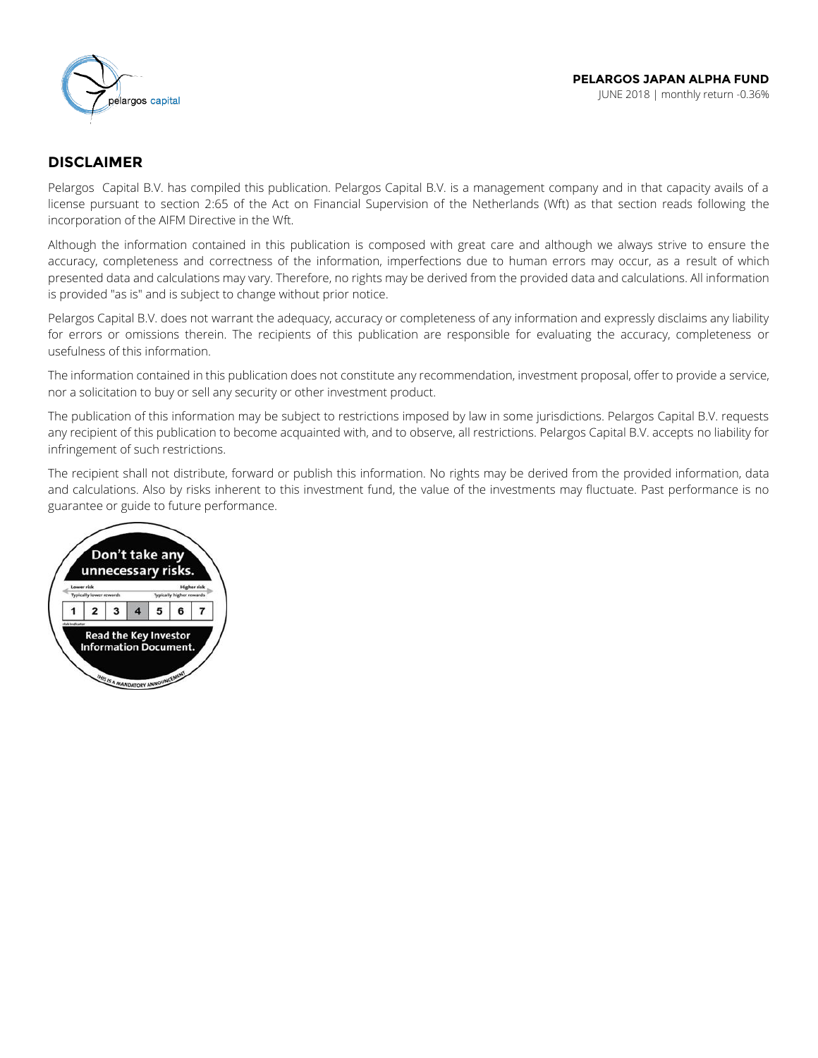## DISCLAIMER

Pelargos Capital B.V. has compiled this publication. Pelargos Capital B.V. is a management company and in that capacity avails of a license pursuant to section 2:65 of the Act on Financial Supervision of the Netherlands (Wft) as that section reads following the incorporation of the AIFM Directive in the Wft.

Although the information contained in this publication is composed with great care and although we always strive to ensure the accuracy, completeness and correctness of the information, imperfections due to human errors may occur, as a result of which presented data and calculations may vary. Therefore, no rights may be derived from the provided data and calculations. All information is provided "as is" and is subject to change without prior notice.

Pelargos Capital B.V. does not warrant the adequacy, accuracy or completeness of any information and expressly disclaims any liability for errors or omissions therein. The recipients of this publication are responsible for evaluating the accuracy, completeness or usefulness of this information.

The information contained in this publication does not constitute any recommendation, investment proposal, offer to provide a service, nor a solicitation to buy or sell any security or other investment product.

The publication of this information may be subject to restrictions imposed by law in some jurisdictions. Pelargos Capital B.V. requests any recipient of this publication to become acquainted with, and to observe, all restrictions. Pelargos Capital B.V. accepts no liability for infringement of such restrictions.

The recipient shall not distribute, forward or publish this information. No rights may be derived from the provided information, data and calculations. Also by risks inherent to this investment fund, the value of the investments may fluctuate. Past performance is no guarantee or guide to future performance.

Don't take any unnecessary risks.

Lower risk — Higher risk

Typically lower rewards — Typically higher rewards

1 2 3 4 5 6 7

risk indicator

Read the Key Investor Information Document.

THIS IS A MANDATORY ANNOUNCEMENT